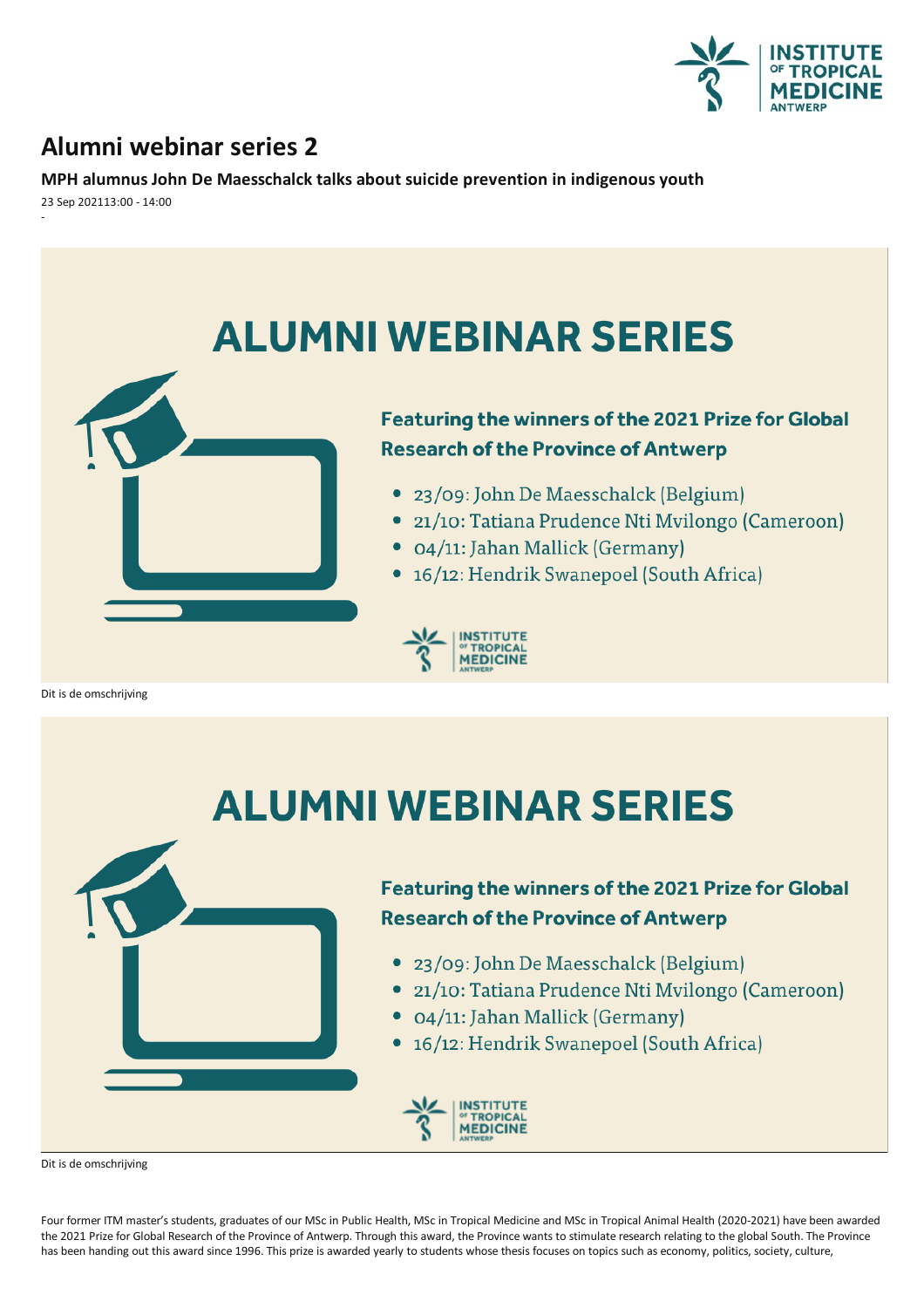# Alumni webinar series 2

**MPH alumnus John De Maesschalck talks about suicide prevention in indigenous youth**

23 Sep 202113:00 - 14:00

-

# ALUMNI WEBINAR SERIES

**Featuring the winners of the 2021 Prize for Global Research of the Province of Antwerp**

- 23/09: John De Maesschalck (Belgium)
- 21/10: Tatiana Prudence Nti Mvilongo (Cameroon)
- 04/11: Jahan Mallick (Germany)
- 16/12: Hendrik Swanepoel (South Africa)

Dit is de omschrijving

# ALUMNI WEBINAR SERIES

**Featuring the winners of the 2021 Prize for Global Research of the Province of Antwerp**

- 23/09: John De Maesschalck (Belgium)
- 21/10: Tatiana Prudence Nti Mvilongo (Cameroon)
- 04/11: Jahan Mallick (Germany)
- 16/12: Hendrik Swanepoel (South Africa)

Dit is de omschrijving

Four former ITM master's students, graduates of our MSc in Public Health, MSc in Tropical Medicine and MSc in Tropical Animal Health (2020-2021) have been awarded the 2021 Prize for Global Research of the Province of Antwerp. Through this award, the Province wants to stimulate research relating to the global South. The Province has been handing out this award since 1996. This prize is awarded yearly to students whose thesis focuses on topics such as economy, politics, society, culture,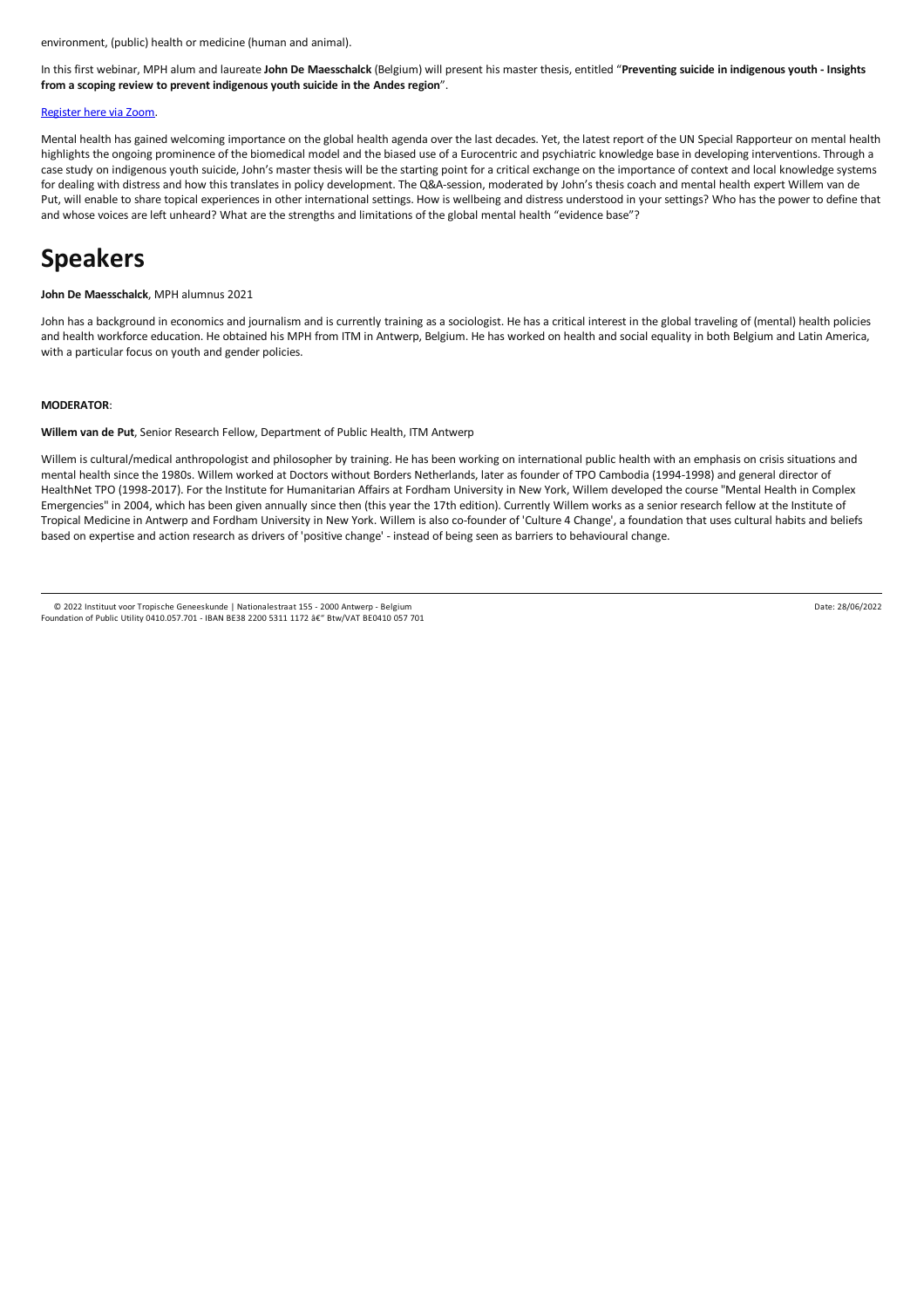environment, (public) health or medicine (human and animal).

In this first webinar, MPH alum and laureate **John De Maesschalck** (Belgium) will present his master thesis, entitled "**Preventing suicide in indigenous youth - Insights from a scoping review to prevent indigenous youth suicide in the Andes region**".

[Register here via Zoom.]

Mental health has gained welcoming importance on the global health agenda over the last decades. Yet, the latest report of the UN Special Rapporteur on mental health highlights the ongoing prominence of the biomedical model and the biased use of a Eurocentric and psychiatric knowledge base in developing interventions. Through a case study on indigenous youth suicide, John's master thesis will be the starting point for a critical exchange on the importance of context and local knowledge systems for dealing with distress and how this translates in policy development. The Q&A-session, moderated by John's thesis coach and mental health expert Willem van de Put, will enable to share topical experiences in other international settings. How is wellbeing and distress understood in your settings? Who has the power to define that and whose voices are left unheard? What are the strengths and limitations of the global mental health "evidence base"?

# Speakers

**John De Maesschalck**, MPH alumnus 2021

John has a background in economics and journalism and is currently training as a sociologist. He has a critical interest in the global traveling of (mental) health policies and health workforce education. He obtained his MPH from ITM in Antwerp, Belgium. He has worked on health and social equality in both Belgium and Latin America, with a particular focus on youth and gender policies.

**MODERATOR**:

**Willem van de Put**, Senior Research Fellow, Department of Public Health, ITM Antwerp

Willem is cultural/medical anthropologist and philosopher by training. He has been working on international public health with an emphasis on crisis situations and mental health since the 1980s. Willem worked at Doctors without Borders Netherlands, later as founder of TPO Cambodia (1994-1998) and general director of HealthNet TPO (1998-2017). For the Institute for Humanitarian Affairs at Fordham University in New York, Willem developed the course "Mental Health in Complex Emergencies" in 2004, which has been given annually since then (this year the 17th edition). Currently Willem works as a senior research fellow at the Institute of Tropical Medicine in Antwerp and Fordham University in New York. Willem is also co-founder of 'Culture 4 Change', a foundation that uses cultural habits and beliefs based on expertise and action research as drivers of 'positive change' - instead of being seen as barriers to behavioural change.

© 2022 Instituut voor Tropische Geneeskunde | Nationalestraat 155 - 2000 Antwerp - Belgium
Foundation of Public Utility 0410.057.701 - IBAN BE38 2200 5311 1172 â€" Btw/VAT BE0410 057 701

Date: 28/06/2022